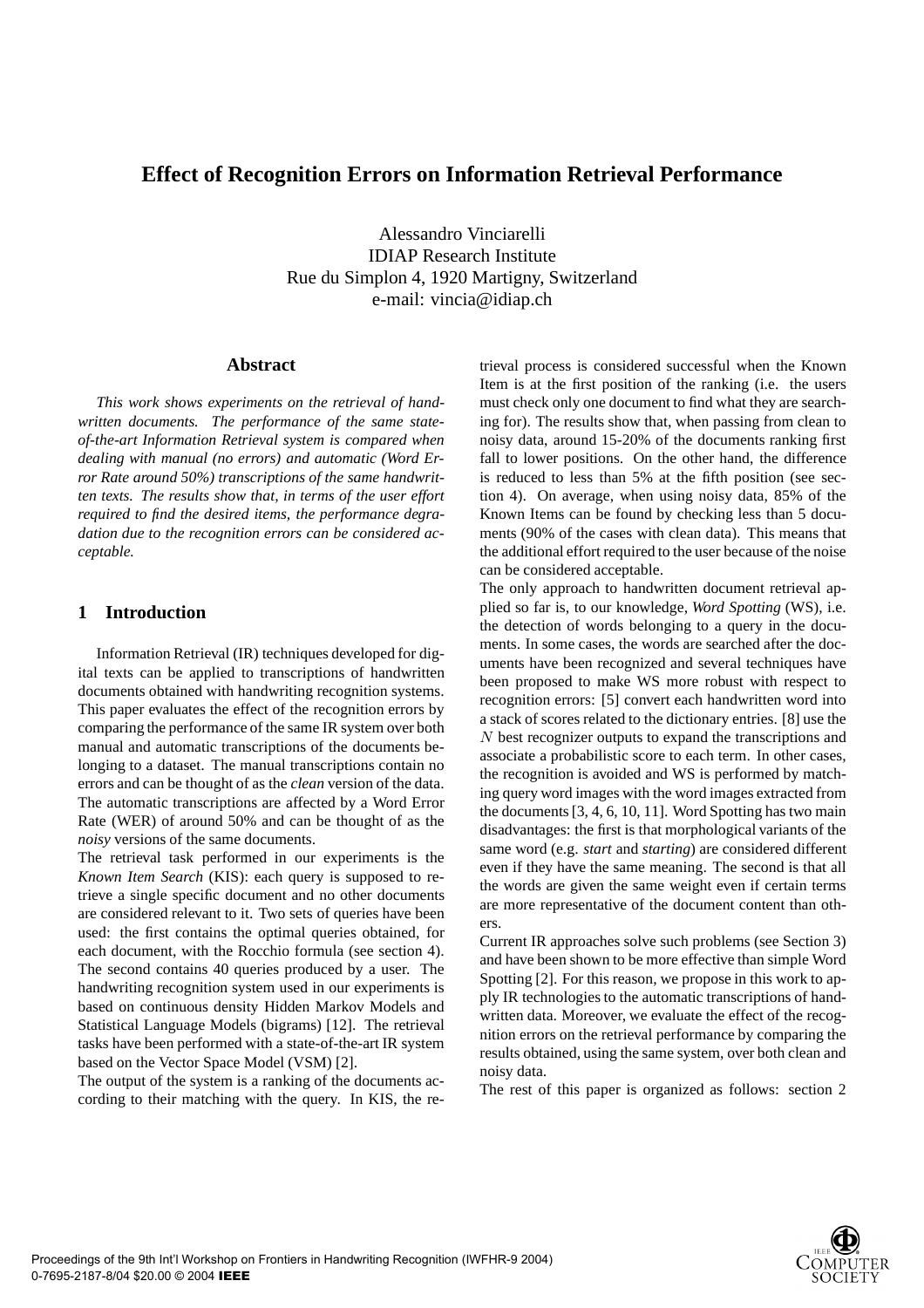# Effect of Recognition Errors on Information Retrieval Performance

Alessandro Vinciarelli
IDIAP Research Institute
Rue du Simplon 4, 1920 Martigny, Switzerland
e-mail: vincia@idiap.ch

## Abstract

*This work shows experiments on the retrieval of handwritten documents. The performance of the same state-of-the-art Information Retrieval system is compared when dealing with manual (no errors) and automatic (Word Error Rate around 50%) transcriptions of the same handwritten texts. The results show that, in terms of the user effort required to find the desired items, the performance degradation due to the recognition errors can be considered acceptable.*

## 1 Introduction

Information Retrieval (IR) techniques developed for digital texts can be applied to transcriptions of handwritten documents obtained with handwriting recognition systems. This paper evaluates the effect of the recognition errors by comparing the performance of the same IR system over both manual and automatic transcriptions of the documents belonging to a dataset. The manual transcriptions contain no errors and can be thought of as the *clean* version of the data. The automatic transcriptions are affected by a Word Error Rate (WER) of around 50% and can be thought of as the *noisy* versions of the same documents.

The retrieval task performed in our experiments is the *Known Item Search* (KIS): each query is supposed to retrieve a single specific document and no other documents are considered relevant to it. Two sets of queries have been used: the first contains the optimal queries obtained, for each document, with the Rocchio formula (see section 4). The second contains 40 queries produced by a user. The handwriting recognition system used in our experiments is based on continuous density Hidden Markov Models and Statistical Language Models (bigrams) [12]. The retrieval tasks have been performed with a state-of-the-art IR system based on the Vector Space Model (VSM) [2].

The output of the system is a ranking of the documents according to their matching with the query. In KIS, the retrieval process is considered successful when the Known Item is at the first position of the ranking (i.e. the users must check only one document to find what they are searching for). The results show that, when passing from clean to noisy data, around 15-20% of the documents ranking first fall to lower positions. On the other hand, the difference is reduced to less than 5% at the fifth position (see section 4). On average, when using noisy data, 85% of the Known Items can be found by checking less than 5 documents (90% of the cases with clean data). This means that the additional effort required to the user because of the noise can be considered acceptable.

The only approach to handwritten document retrieval applied so far is, to our knowledge, *Word Spotting* (WS), i.e. the detection of words belonging to a query in the documents. In some cases, the words are searched after the documents have been recognized and several techniques have been proposed to make WS more robust with respect to recognition errors: [5] convert each handwritten word into a stack of scores related to the dictionary entries. [8] use the $N$ best recognizer outputs to expand the transcriptions and associate a probabilistic score to each term. In other cases, the recognition is avoided and WS is performed by matching query word images with the word images extracted from the documents [3, 4, 6, 10, 11]. Word Spotting has two main disadvantages: the first is that morphological variants of the same word (e.g. *start* and *starting*) are considered different even if they have the same meaning. The second is that all the words are given the same weight even if certain terms are more representative of the document content than others.

Current IR approaches solve such problems (see Section 3) and have been shown to be more effective than simple Word Spotting [2]. For this reason, we propose in this work to apply IR technologies to the automatic transcriptions of handwritten data. Moreover, we evaluate the effect of the recognition errors on the retrieval performance by comparing the results obtained, using the same system, over both clean and noisy data.

The rest of this paper is organized as follows: section 2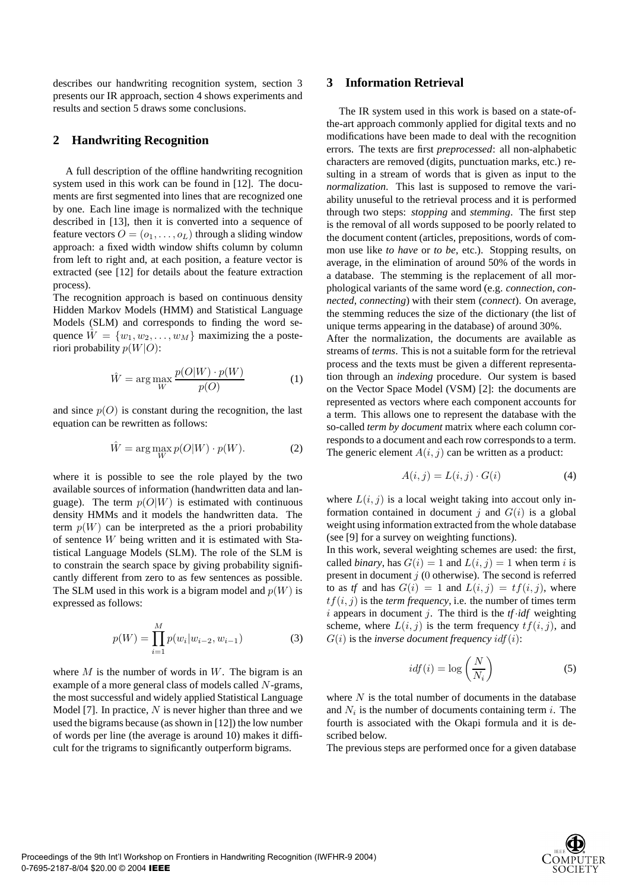describes our handwriting recognition system, section 3 presents our IR approach, section 4 shows experiments and results and section 5 draws some conclusions.

## 2 Handwriting Recognition

A full description of the offline handwriting recognition system used in this work can be found in [12]. The documents are first segmented into lines that are recognized one by one. Each line image is normalized with the technique described in [13], then it is converted into a sequence of feature vectors $O = (o_1, \ldots, o_L)$ through a sliding window approach: a fixed width window shifts column by column from left to right and, at each position, a feature vector is extracted (see [12] for details about the feature extraction process).

The recognition approach is based on continuous density Hidden Markov Models (HMM) and Statistical Language Models (SLM) and corresponds to finding the word sequence $\hat{W} = \{w_1, w_2, \ldots, w_M\}$ maximizing the a posteriori probability $p(W|O)$:

$$\hat{W} = \arg\max_W \frac{p(O|W) \cdot p(W)}{p(O)} \quad (1)$$

and since $p(O)$ is constant during the recognition, the last equation can be rewritten as follows:

$$\hat{W} = \arg\max_W p(O|W) \cdot p(W). \quad (2)$$

where it is possible to see the role played by the two available sources of information (handwritten data and language). The term $p(O|W)$ is estimated with continuous density HMMs and it models the handwritten data. The term $p(W)$ can be interpreted as the a priori probability of sentence $W$ being written and it is estimated with Statistical Language Models (SLM). The role of the SLM is to constrain the search space by giving probability significantly different from zero to as few sentences as possible. The SLM used in this work is a bigram model and $p(W)$ is expressed as follows:

$$p(W) = \prod_{i=1}^{M} p(w_i|w_{i-2}, w_{i-1}) \quad (3)$$

where $M$ is the number of words in $W$. The bigram is an example of a more general class of models called $N$-grams, the most successful and widely applied Statistical Language Model [7]. In practice, $N$ is never higher than three and we used the bigrams because (as shown in [12]) the low number of words per line (the average is around 10) makes it difficult for the trigrams to significantly outperform bigrams.

## 3 Information Retrieval

The IR system used in this work is based on a state-of-the-art approach commonly applied for digital texts and no modifications have been made to deal with the recognition errors. The texts are first *preprocessed*: all non-alphabetic characters are removed (digits, punctuation marks, etc.) resulting in a stream of words that is given as input to the *normalization*. This last is supposed to remove the variability unuseful to the retrieval process and it is performed through two steps: *stopping* and *stemming*. The first step is the removal of all words supposed to be poorly related to the document content (articles, prepositions, words of common use like *to have* or *to be*, etc.). Stopping results, on average, in the elimination of around 50% of the words in a database. The stemming is the replacement of all morphological variants of the same word (e.g. *connection*, *connected*, *connecting*) with their stem (*connect*). On average, the stemming reduces the size of the dictionary (the list of unique terms appearing in the database) of around 30%.

After the normalization, the documents are available as streams of *terms*. This is not a suitable form for the retrieval process and the texts must be given a different representation through an *indexing* procedure. Our system is based on the Vector Space Model (VSM) [2]: the documents are represented as vectors where each component accounts for a term. This allows one to represent the database with the so-called *term by document* matrix where each column corresponds to a document and each row corresponds to a term. The generic element $A(i, j)$ can be written as a product:

$$A(i, j) = L(i, j) \cdot G(i) \quad (4)$$

where $L(i, j)$ is a local weight taking into accout only information contained in document $j$ and $G(i)$ is a global weight using information extracted from the whole database (see [9] for a survey on weighting functions).

In this work, several weighting schemes are used: the first, called *binary*, has $G(i) = 1$ and $L(i, j) = 1$ when term $i$ is present in document $j$ (0 otherwise). The second is referred to as *tf* and has $G(i) = 1$ and $L(i, j) = tf(i, j)$, where $tf(i, j)$ is the *term frequency*, i.e. the number of times term $i$ appears in document $j$. The third is the *tf·idf* weighting scheme, where $L(i, j)$ is the term frequency $tf(i, j)$, and $G(i)$ is the *inverse document frequency* $idf(i)$:

$$idf(i) = \log\left(\frac{N}{N_i}\right) \quad (5)$$

where $N$ is the total number of documents in the database and $N_i$ is the number of documents containing term $i$. The fourth is associated with the Okapi formula and it is described below.

The previous steps are performed once for a given database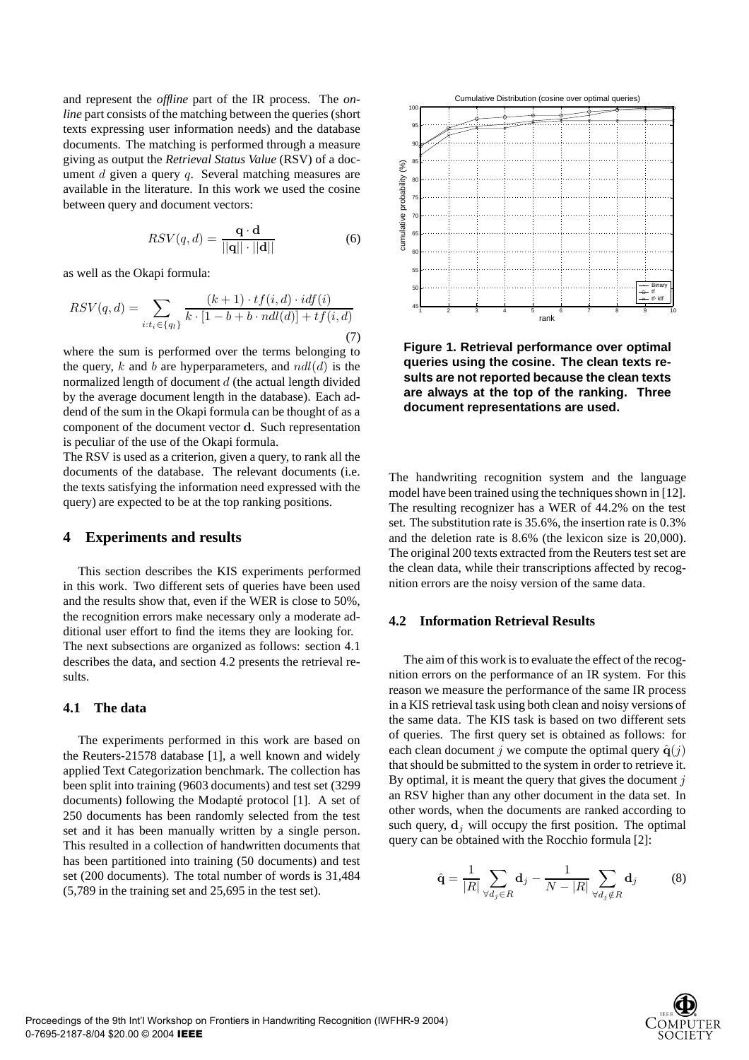and represent the *offline* part of the IR process. The *online* part consists of the matching between the queries (short texts expressing user information needs) and the database documents. The matching is performed through a measure giving as output the *Retrieval Status Value* (RSV) of a document $d$ given a query $q$. Several matching measures are available in the literature. In this work we used the cosine between query and document vectors:

$$RSV(q,d) = \frac{\mathbf{q} \cdot \mathbf{d}}{||\mathbf{q}|| \cdot ||\mathbf{d}||} \tag{6}$$

as well as the Okapi formula:

$$RSV(q,d) = \sum_{i:t_i \in \{q_l\}} \frac{(k+1) \cdot tf(i,d) \cdot idf(i)}{k \cdot [1 - b + b \cdot ndl(d)] + tf(i,d)} \tag{7}$$

where the sum is performed over the terms belonging to the query, $k$ and $b$ are hyperparameters, and $ndl(d)$ is the normalized length of document $d$ (the actual length divided by the average document length in the database). Each addend of the sum in the Okapi formula can be thought of as a component of the document vector $\mathbf{d}$. Such representation is peculiar of the use of the Okapi formula.

The RSV is used as a criterion, given a query, to rank all the documents of the database. The relevant documents (i.e. the texts satisfying the information need expressed with the query) are expected to be at the top ranking positions.

## 4 Experiments and results

This section describes the KIS experiments performed in this work. Two different sets of queries have been used and the results show that, even if the WER is close to 50%, the recognition errors make necessary only a moderate additional user effort to find the items they are looking for.

The next subsections are organized as follows: section 4.1 describes the data, and section 4.2 presents the retrieval results.

### 4.1 The data

The experiments performed in this work are based on the Reuters-21578 database [1], a well known and widely applied Text Categorization benchmark. The collection has been split into training (9603 documents) and test set (3299 documents) following the Modapté protocol [1]. A set of 250 documents has been randomly selected from the test set and it has been manually written by a single person. This resulted in a collection of handwritten documents that has been partitioned into training (50 documents) and test set (200 documents). The total number of words is 31,484 (5,789 in the training set and 25,695 in the test set).

**Figure 1. Retrieval performance over optimal queries using the cosine. The clean texts results are not reported because the clean texts are always at the top of the ranking. Three document representations are used.**

The handwriting recognition system and the language model have been trained using the techniques shown in [12]. The resulting recognizer has a WER of 44.2% on the test set. The substitution rate is 35.6%, the insertion rate is 0.3% and the deletion rate is 8.6% (the lexicon size is 20,000). The original 200 texts extracted from the Reuters test set are the clean data, while their transcriptions affected by recognition errors are the noisy version of the same data.

### 4.2 Information Retrieval Results

The aim of this work is to evaluate the effect of the recognition errors on the performance of an IR system. For this reason we measure the performance of the same IR process in a KIS retrieval task using both clean and noisy versions of the same data. The KIS task is based on two different sets of queries. The first query set is obtained as follows: for each clean document $j$ we compute the optimal query $\hat{\mathbf{q}}(j)$ that should be submitted to the system in order to retrieve it. By optimal, it is meant the query that gives the document $j$ an RSV higher than any other document in the data set. In other words, when the documents are ranked according to such query, $\mathbf{d}_j$ will occupy the first position. The optimal query can be obtained with the Rocchio formula [2]:

$$\hat{\mathbf{q}} = \frac{1}{|R|} \sum_{\forall d_j \in R} \mathbf{d}_j - \frac{1}{N - |R|} \sum_{\forall d_j \notin R} \mathbf{d}_j \tag{8}$$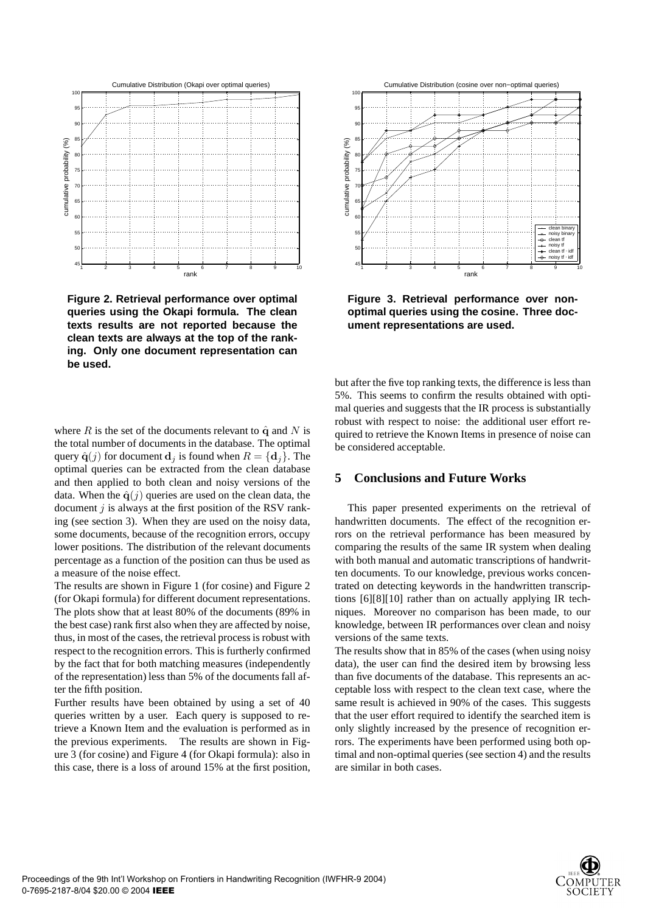Figure 2. Retrieval performance over optimal queries using the Okapi formula. The clean texts results are not reported because the clean texts are always at the top of the ranking. Only one document representation can be used.

Figure 3. Retrieval performance over non-optimal queries using the cosine. Three document representations are used.

where $R$ is the set of the documents relevant to $\hat{\mathbf{q}}$ and $N$ is the total number of documents in the database. The optimal query $\hat{\mathbf{q}}(j)$ for document $\mathbf{d}_j$ is found when $R = \{\mathbf{d}_j\}$. The optimal queries can be extracted from the clean database and then applied to both clean and noisy versions of the data. When the $\hat{\mathbf{q}}(j)$ queries are used on the clean data, the document $j$ is always at the first position of the RSV ranking (see section 3). When they are used on the noisy data, some documents, because of the recognition errors, occupy lower positions. The distribution of the relevant documents percentage as a function of the position can thus be used as a measure of the noise effect.

The results are shown in Figure 1 (for cosine) and Figure 2 (for Okapi formula) for different document representations. The plots show that at least 80% of the documents (89% in the best case) rank first also when they are affected by noise, thus, in most of the cases, the retrieval process is robust with respect to the recognition errors. This is furtherly confirmed by the fact that for both matching measures (independently of the representation) less than 5% of the documents fall after the fifth position.

Further results have been obtained by using a set of 40 queries written by a user. Each query is supposed to retrieve a Known Item and the evaluation is performed as in the previous experiments. The results are shown in Figure 3 (for cosine) and Figure 4 (for Okapi formula): also in this case, there is a loss of around 15% at the first position, but after the five top ranking texts, the difference is less than 5%. This seems to confirm the results obtained with optimal queries and suggests that the IR process is substantially robust with respect to noise: the additional user effort required to retrieve the Known Items in presence of noise can be considered acceptable.

## 5 Conclusions and Future Works

This paper presented experiments on the retrieval of handwritten documents. The effect of the recognition errors on the retrieval performance has been measured by comparing the results of the same IR system when dealing with both manual and automatic transcriptions of handwritten documents. To our knowledge, previous works concentrated on detecting keywords in the handwritten transcriptions [6][8][10] rather than on actually applying IR techniques. Moreover no comparison has been made, to our knowledge, between IR performances over clean and noisy versions of the same texts.

The results show that in 85% of the cases (when using noisy data), the user can find the desired item by browsing less than five documents of the database. This represents an acceptable loss with respect to the clean text case, where the same result is achieved in 90% of the cases. This suggests that the user effort required to identify the searched item is only slightly increased by the presence of recognition errors. The experiments have been performed using both optimal and non-optimal queries (see section 4) and the results are similar in both cases.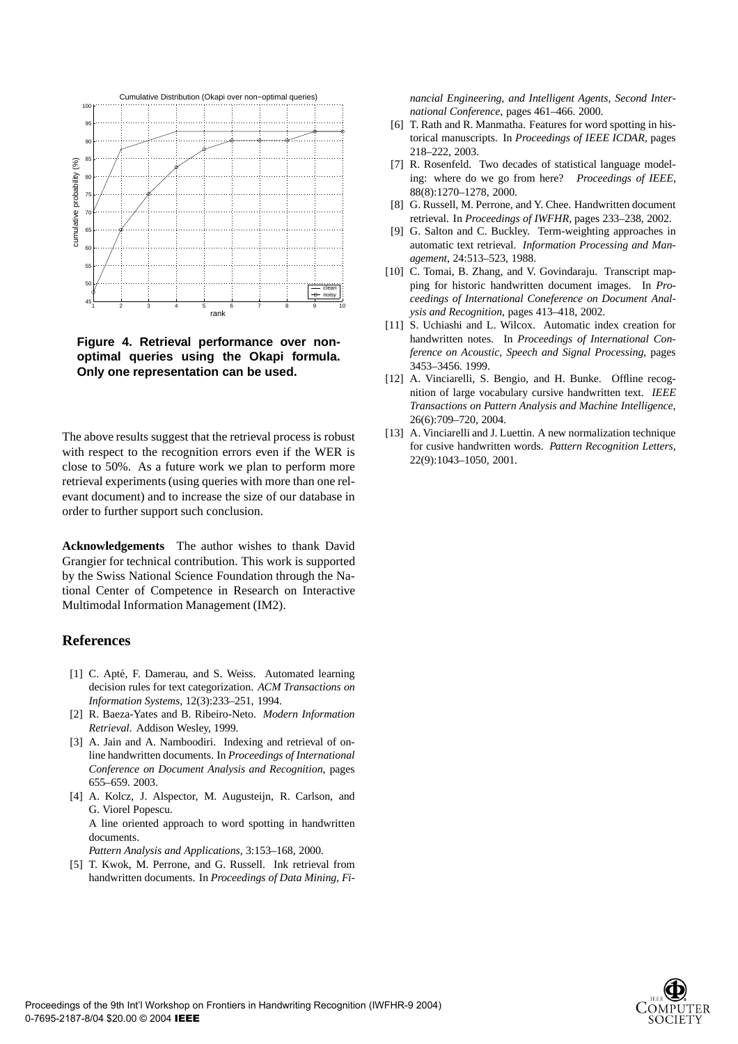Cumulative Distribution (Okapi over non−optimal queries)

cumulative probability (%)

100
95
90
85
80
75
70
65
60
55
50
45

1 2 3 4 5 6 7 8 9 10

rank

clean
noisy

**Figure 4. Retrieval performance over non-optimal queries using the Okapi formula. Only one representation can be used.**

The above results suggest that the retrieval process is robust with respect to the recognition errors even if the WER is close to 50%. As a future work we plan to perform more retrieval experiments (using queries with more than one relevant document) and to increase the size of our database in order to further support such conclusion.

**Acknowledgements** The author wishes to thank David Grangier for technical contribution. This work is supported by the Swiss National Science Foundation through the National Center of Competence in Research on Interactive Multimodal Information Management (IM2).

## References

[1] C. Apté, F. Damerau, and S. Weiss. Automated learning decision rules for text categorization. *ACM Transactions on Information Systems*, 12(3):233–251, 1994.

[2] R. Baeza-Yates and B. Ribeiro-Neto. *Modern Information Retrieval*. Addison Wesley, 1999.

[3] A. Jain and A. Namboodiri. Indexing and retrieval of on-line handwritten documents. In *Proceedings of International Conference on Document Analysis and Recognition*, pages 655–659. 2003.

[4] A. Kolcz, J. Alspector, M. Augusteijn, R. Carlson, and G. Viorel Popescu.
A line oriented approach to word spotting in handwritten documents.
*Pattern Analysis and Applications*, 3:153–168, 2000.

[5] T. Kwok, M. Perrone, and G. Russell. Ink retrieval from handwritten documents. In *Proceedings of Data Mining, Financial Engineering, and Intelligent Agents, Second International Conference*, pages 461–466. 2000.

[6] T. Rath and R. Manmatha. Features for word spotting in historical manuscripts. In *Proceedings of IEEE ICDAR*, pages 218–222, 2003.

[7] R. Rosenfeld. Two decades of statistical language modeling: where do we go from here? *Proceedings of IEEE*, 88(8):1270–1278, 2000.

[8] G. Russell, M. Perrone, and Y. Chee. Handwritten document retrieval. In *Proceedings of IWFHR*, pages 233–238, 2002.

[9] G. Salton and C. Buckley. Term-weighting approaches in automatic text retrieval. *Information Processing and Management*, 24:513–523, 1988.

[10] C. Tomai, B. Zhang, and V. Govindaraju. Transcript mapping for historic handwritten document images. In *Proceedings of International Coneference on Document Analysis and Recognition*, pages 413–418, 2002.

[11] S. Uchiashi and L. Wilcox. Automatic index creation for handwritten notes. In *Proceedings of International Conference on Acoustic, Speech and Signal Processing*, pages 3453–3456. 1999.

[12] A. Vinciarelli, S. Bengio, and H. Bunke. Offline recognition of large vocabulary cursive handwritten text. *IEEE Transactions on Pattern Analysis and Machine Intelligence*, 26(6):709–720, 2004.

[13] A. Vinciarelli and J. Luettin. A new normalization technique for cusive handwritten words. *Pattern Recognition Letters*, 22(9):1043–1050, 2001.